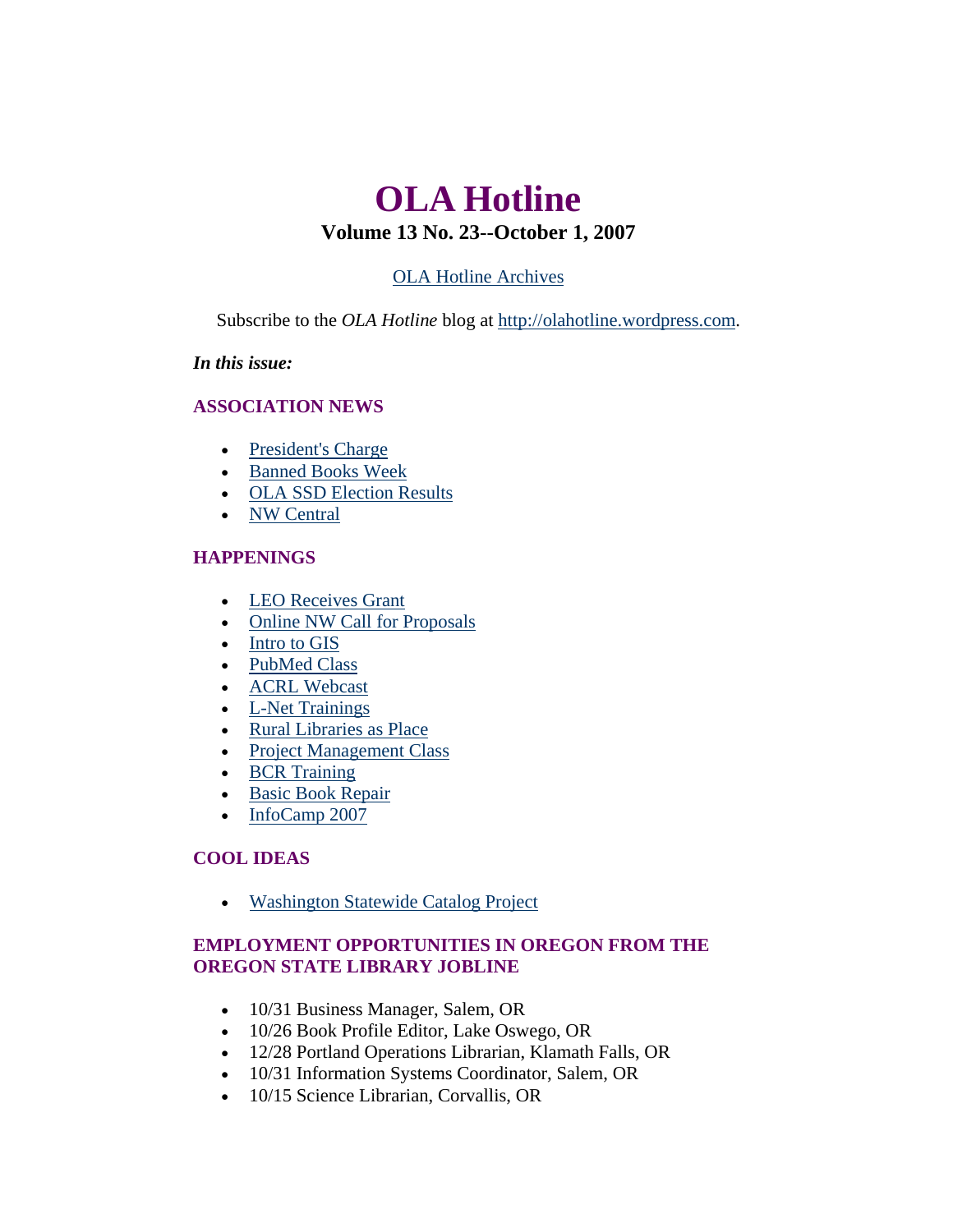# OLA Hotline

## Volume 13 No. 23--October 1, 2007

OLA Hotline Archives

Subscribe to the *OLA Hotline* blog at http://olahotline.wordpress.com.

***In this issue:***

### ASSOCIATION NEWS

- President's Charge
- Banned Books Week
- OLA SSD Election Results
- NW Central

### HAPPENINGS

- LEO Receives Grant
- Online NW Call for Proposals
- Intro to GIS
- PubMed Class
- ACRL Webcast
- L-Net Trainings
- Rural Libraries as Place
- Project Management Class
- BCR Training
- Basic Book Repair
- InfoCamp 2007

### COOL IDEAS

- Washington Statewide Catalog Project

### EMPLOYMENT OPPORTUNITIES IN OREGON FROM THE OREGON STATE LIBRARY JOBLINE

- 10/31 Business Manager, Salem, OR
- 10/26 Book Profile Editor, Lake Oswego, OR
- 12/28 Portland Operations Librarian, Klamath Falls, OR
- 10/31 Information Systems Coordinator, Salem, OR
- 10/15 Science Librarian, Corvallis, OR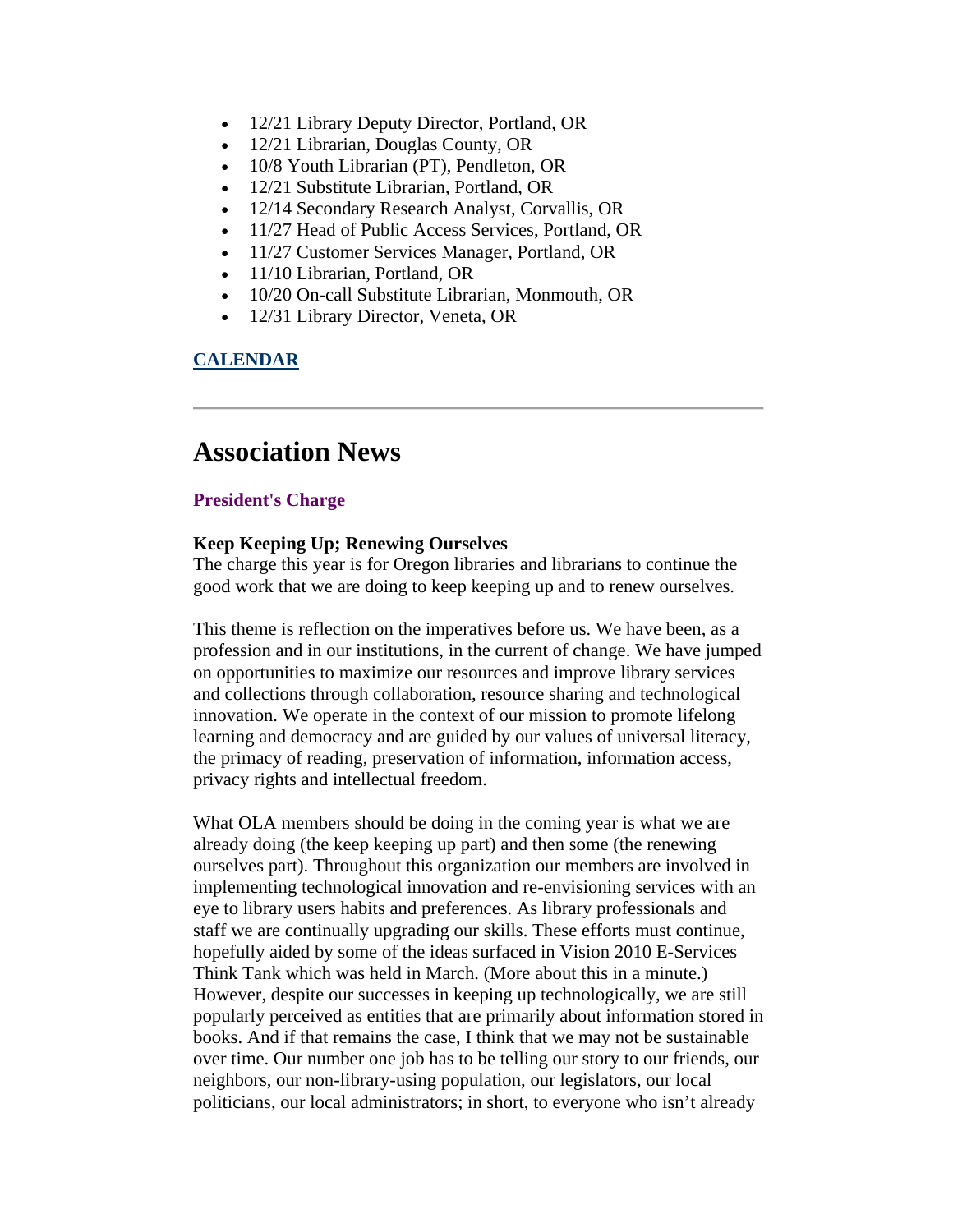- 12/21 Library Deputy Director, Portland, OR
- 12/21 Librarian, Douglas County, OR
- 10/8 Youth Librarian (PT), Pendleton, OR
- 12/21 Substitute Librarian, Portland, OR
- 12/14 Secondary Research Analyst, Corvallis, OR
- 11/27 Head of Public Access Services, Portland, OR
- 11/27 Customer Services Manager, Portland, OR
- 11/10 Librarian, Portland, OR
- 10/20 On-call Substitute Librarian, Monmouth, OR
- 12/31 Library Director, Veneta, OR

**CALENDAR**

---

# Association News

### President's Charge

**Keep Keeping Up; Renewing Ourselves**

The charge this year is for Oregon libraries and librarians to continue the good work that we are doing to keep keeping up and to renew ourselves.

This theme is reflection on the imperatives before us. We have been, as a profession and in our institutions, in the current of change. We have jumped on opportunities to maximize our resources and improve library services and collections through collaboration, resource sharing and technological innovation. We operate in the context of our mission to promote lifelong learning and democracy and are guided by our values of universal literacy, the primacy of reading, preservation of information, information access, privacy rights and intellectual freedom.

What OLA members should be doing in the coming year is what we are already doing (the keep keeping up part) and then some (the renewing ourselves part). Throughout this organization our members are involved in implementing technological innovation and re-envisioning services with an eye to library users habits and preferences. As library professionals and staff we are continually upgrading our skills. These efforts must continue, hopefully aided by some of the ideas surfaced in Vision 2010 E-Services Think Tank which was held in March. (More about this in a minute.) However, despite our successes in keeping up technologically, we are still popularly perceived as entities that are primarily about information stored in books. And if that remains the case, I think that we may not be sustainable over time. Our number one job has to be telling our story to our friends, our neighbors, our non-library-using population, our legislators, our local politicians, our local administrators; in short, to everyone who isn't already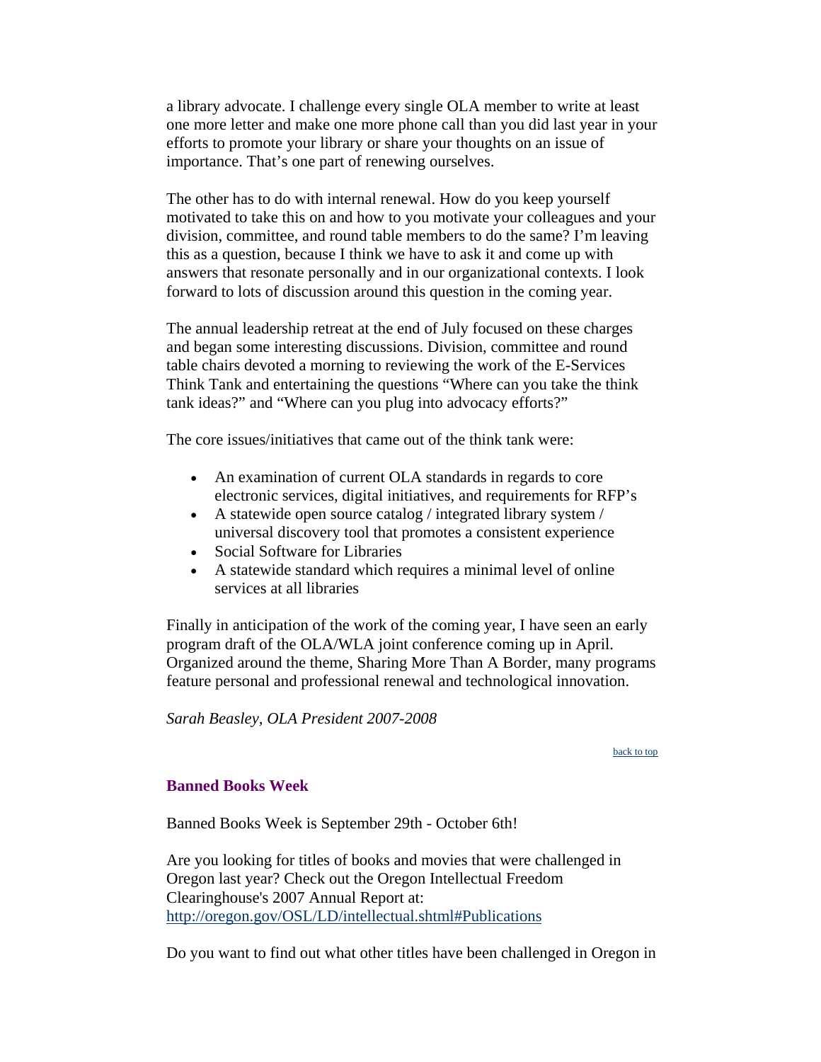a library advocate. I challenge every single OLA member to write at least one more letter and make one more phone call than you did last year in your efforts to promote your library or share your thoughts on an issue of importance. That's one part of renewing ourselves.

The other has to do with internal renewal. How do you keep yourself motivated to take this on and how to you motivate your colleagues and your division, committee, and round table members to do the same? I'm leaving this as a question, because I think we have to ask it and come up with answers that resonate personally and in our organizational contexts. I look forward to lots of discussion around this question in the coming year.

The annual leadership retreat at the end of July focused on these charges and began some interesting discussions. Division, committee and round table chairs devoted a morning to reviewing the work of the E-Services Think Tank and entertaining the questions "Where can you take the think tank ideas?" and "Where can you plug into advocacy efforts?"

The core issues/initiatives that came out of the think tank were:

- An examination of current OLA standards in regards to core electronic services, digital initiatives, and requirements for RFP's
- A statewide open source catalog / integrated library system / universal discovery tool that promotes a consistent experience
- Social Software for Libraries
- A statewide standard which requires a minimal level of online services at all libraries

Finally in anticipation of the work of the coming year, I have seen an early program draft of the OLA/WLA joint conference coming up in April. Organized around the theme, Sharing More Than A Border, many programs feature personal and professional renewal and technological innovation.

*Sarah Beasley, OLA President 2007-2008*

back to top

## Banned Books Week

Banned Books Week is September 29th - October 6th!

Are you looking for titles of books and movies that were challenged in Oregon last year? Check out the Oregon Intellectual Freedom Clearinghouse's 2007 Annual Report at: http://oregon.gov/OSL/LD/intellectual.shtml#Publications

Do you want to find out what other titles have been challenged in Oregon in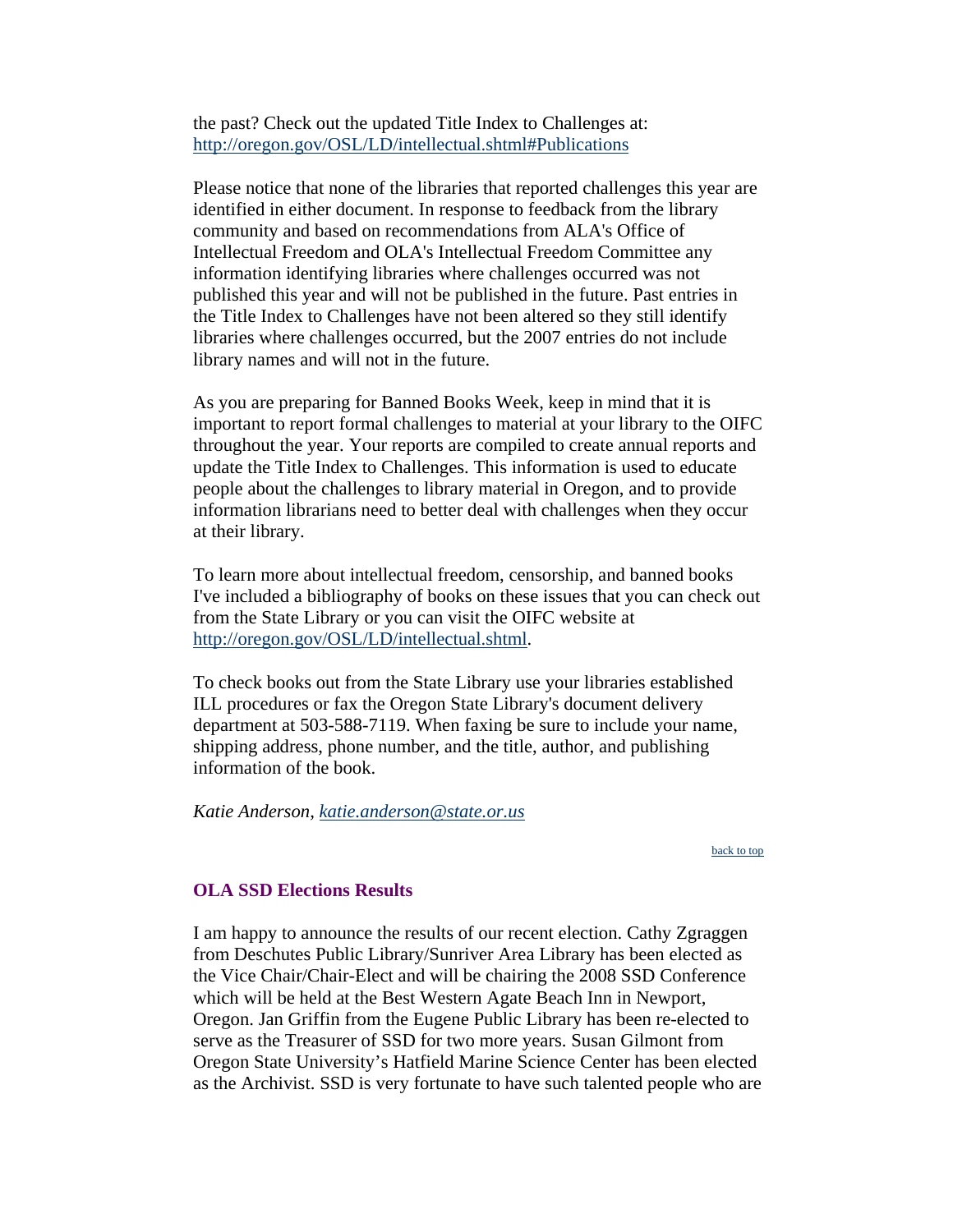the past? Check out the updated Title Index to Challenges at: [http://oregon.gov/OSL/LD/intellectual.shtml#Publications](http://oregon.gov/OSL/LD/intellectual.shtml#Publications)

Please notice that none of the libraries that reported challenges this year are identified in either document. In response to feedback from the library community and based on recommendations from ALA's Office of Intellectual Freedom and OLA's Intellectual Freedom Committee any information identifying libraries where challenges occurred was not published this year and will not be published in the future. Past entries in the Title Index to Challenges have not been altered so they still identify libraries where challenges occurred, but the 2007 entries do not include library names and will not in the future.

As you are preparing for Banned Books Week, keep in mind that it is important to report formal challenges to material at your library to the OIFC throughout the year. Your reports are compiled to create annual reports and update the Title Index to Challenges. This information is used to educate people about the challenges to library material in Oregon, and to provide information librarians need to better deal with challenges when they occur at their library.

To learn more about intellectual freedom, censorship, and banned books I've included a bibliography of books on these issues that you can check out from the State Library or you can visit the OIFC website at [http://oregon.gov/OSL/LD/intellectual.shtml](http://oregon.gov/OSL/LD/intellectual.shtml).

To check books out from the State Library use your libraries established ILL procedures or fax the Oregon State Library's document delivery department at 503-588-7119. When faxing be sure to include your name, shipping address, phone number, and the title, author, and publishing information of the book.

*Katie Anderson, [katie.anderson@state.or.us](mailto:katie.anderson@state.or.us)*

back to top

### OLA SSD Elections Results

I am happy to announce the results of our recent election. Cathy Zgraggen from Deschutes Public Library/Sunriver Area Library has been elected as the Vice Chair/Chair-Elect and will be chairing the 2008 SSD Conference which will be held at the Best Western Agate Beach Inn in Newport, Oregon. Jan Griffin from the Eugene Public Library has been re-elected to serve as the Treasurer of SSD for two more years. Susan Gilmont from Oregon State University's Hatfield Marine Science Center has been elected as the Archivist. SSD is very fortunate to have such talented people who are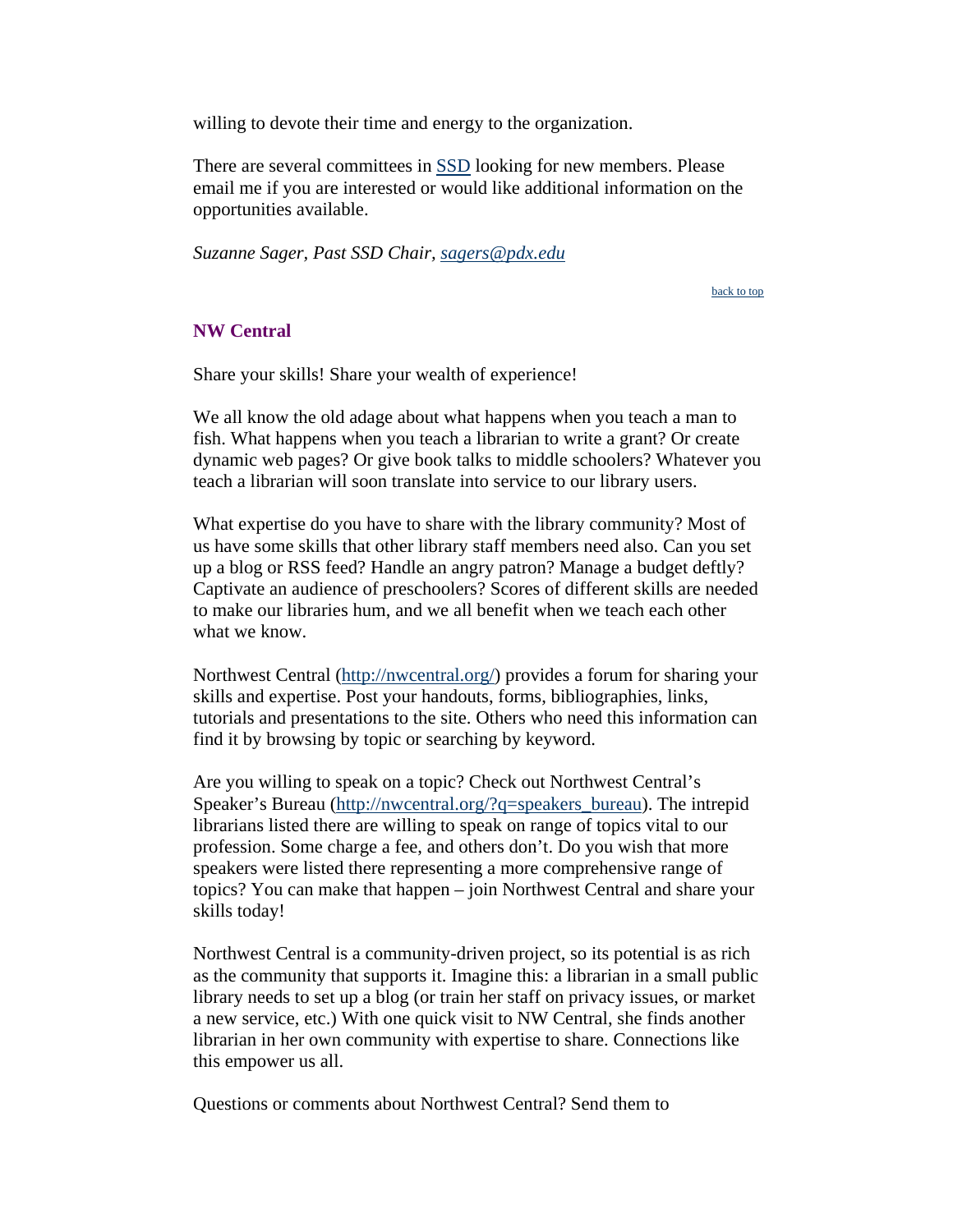willing to devote their time and energy to the organization.

There are several committees in [SSD](#) looking for new members. Please email me if you are interested or would like additional information on the opportunities available.

*Suzanne Sager, Past SSD Chair, [sagers@pdx.edu](mailto:sagers@pdx.edu)*

[back to top](#)

### NW Central

Share your skills! Share your wealth of experience!

We all know the old adage about what happens when you teach a man to fish. What happens when you teach a librarian to write a grant? Or create dynamic web pages? Or give book talks to middle schoolers? Whatever you teach a librarian will soon translate into service to our library users.

What expertise do you have to share with the library community? Most of us have some skills that other library staff members need also. Can you set up a blog or RSS feed? Handle an angry patron? Manage a budget deftly? Captivate an audience of preschoolers? Scores of different skills are needed to make our libraries hum, and we all benefit when we teach each other what we know.

Northwest Central ([http://nwcentral.org/](http://nwcentral.org/)) provides a forum for sharing your skills and expertise. Post your handouts, forms, bibliographies, links, tutorials and presentations to the site. Others who need this information can find it by browsing by topic or searching by keyword.

Are you willing to speak on a topic? Check out Northwest Central's Speaker's Bureau ([http://nwcentral.org/?q=speakers_bureau](http://nwcentral.org/?q=speakers_bureau)). The intrepid librarians listed there are willing to speak on range of topics vital to our profession. Some charge a fee, and others don't. Do you wish that more speakers were listed there representing a more comprehensive range of topics? You can make that happen – join Northwest Central and share your skills today!

Northwest Central is a community-driven project, so its potential is as rich as the community that supports it. Imagine this: a librarian in a small public library needs to set up a blog (or train her staff on privacy issues, or market a new service, etc.) With one quick visit to NW Central, she finds another librarian in her own community with expertise to share. Connections like this empower us all.

Questions or comments about Northwest Central? Send them to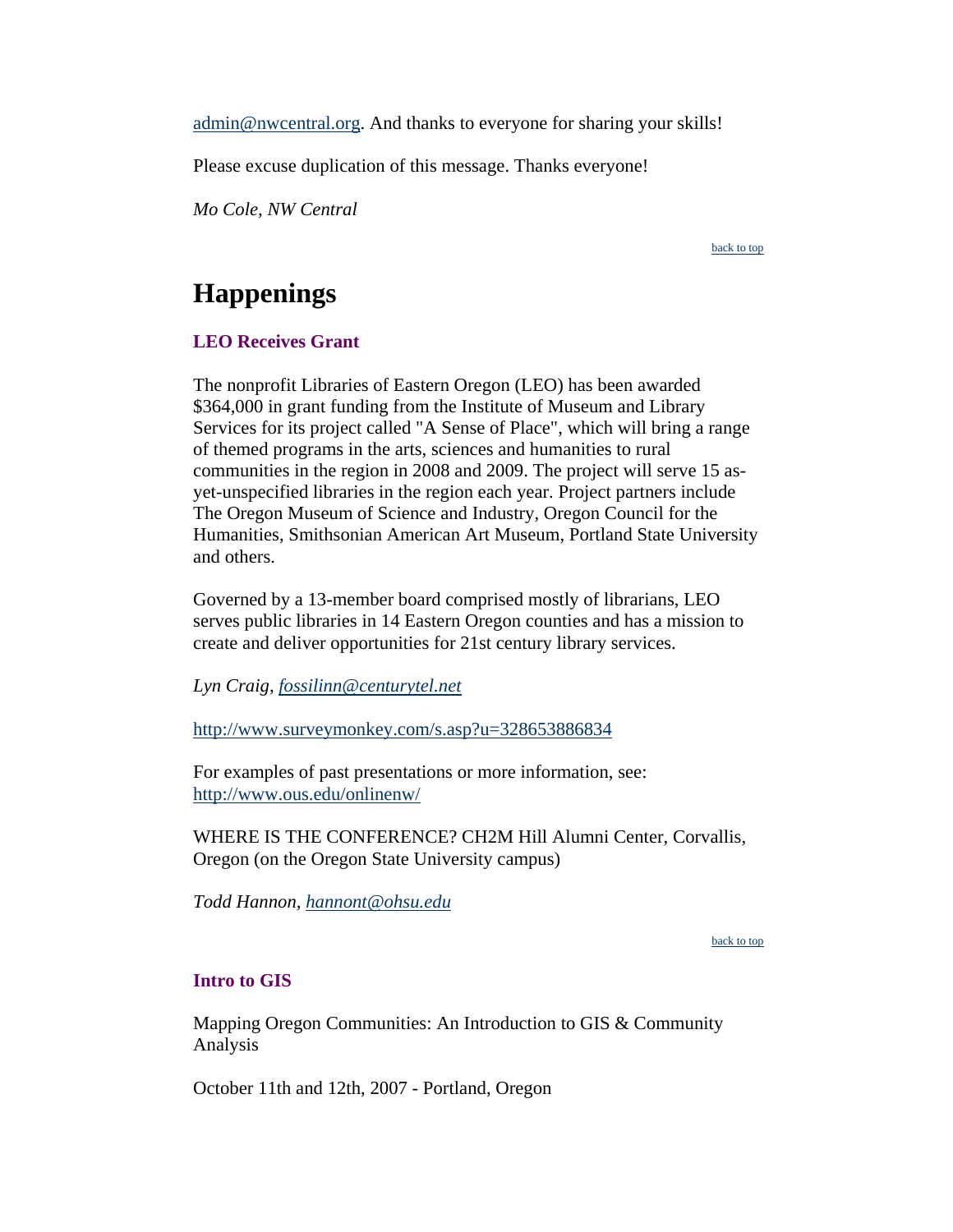admin@nwcentral.org. And thanks to everyone for sharing your skills!

Please excuse duplication of this message. Thanks everyone!

*Mo Cole, NW Central*

back to top

# Happenings

### LEO Receives Grant

The nonprofit Libraries of Eastern Oregon (LEO) has been awarded $364,000 in grant funding from the Institute of Museum and Library Services for its project called "A Sense of Place", which will bring a range of themed programs in the arts, sciences and humanities to rural communities in the region in 2008 and 2009. The project will serve 15 as-yet-unspecified libraries in the region each year. Project partners include The Oregon Museum of Science and Industry, Oregon Council for the Humanities, Smithsonian American Art Museum, Portland State University and others.

Governed by a 13-member board comprised mostly of librarians, LEO serves public libraries in 14 Eastern Oregon counties and has a mission to create and deliver opportunities for 21st century library services.

*Lyn Craig, fossilinn@centurytel.net*

http://www.surveymonkey.com/s.asp?u=328653886834

For examples of past presentations or more information, see: http://www.ous.edu/onlinenw/

WHERE IS THE CONFERENCE? CH2M Hill Alumni Center, Corvallis, Oregon (on the Oregon State University campus)

*Todd Hannon, hannont@ohsu.edu*

back to top

### Intro to GIS

Mapping Oregon Communities: An Introduction to GIS & Community Analysis

October 11th and 12th, 2007 - Portland, Oregon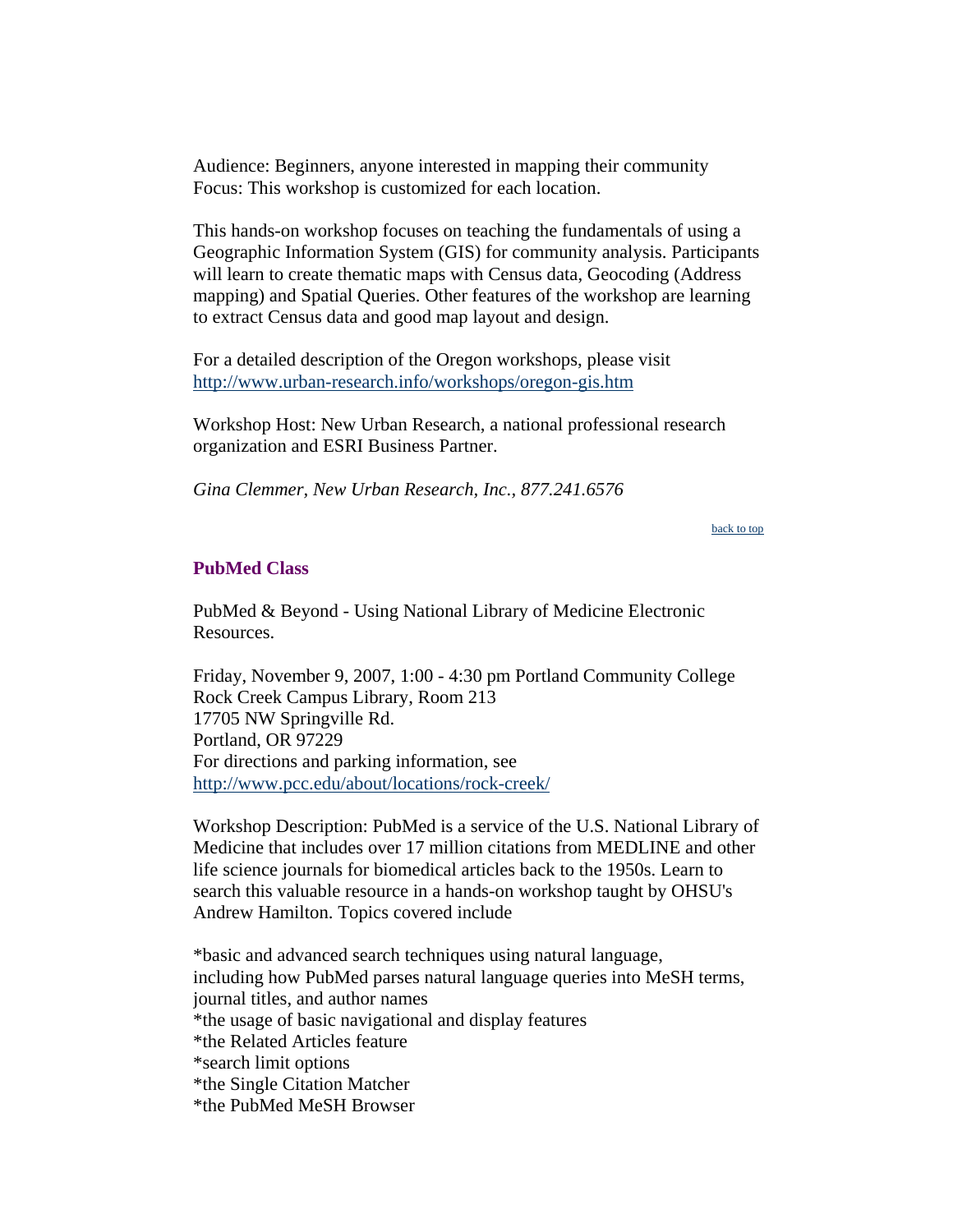Audience: Beginners, anyone interested in mapping their community
Focus: This workshop is customized for each location.

This hands-on workshop focuses on teaching the fundamentals of using a Geographic Information System (GIS) for community analysis. Participants will learn to create thematic maps with Census data, Geocoding (Address mapping) and Spatial Queries. Other features of the workshop are learning to extract Census data and good map layout and design.

For a detailed description of the Oregon workshops, please visit
http://www.urban-research.info/workshops/oregon-gis.htm

Workshop Host: New Urban Research, a national professional research organization and ESRI Business Partner.

*Gina Clemmer, New Urban Research, Inc., 877.241.6576*

back to top

## PubMed Class

PubMed & Beyond - Using National Library of Medicine Electronic Resources.

Friday, November 9, 2007, 1:00 - 4:30 pm Portland Community College
Rock Creek Campus Library, Room 213
17705 NW Springville Rd.
Portland, OR 97229
For directions and parking information, see
http://www.pcc.edu/about/locations/rock-creek/

Workshop Description: PubMed is a service of the U.S. National Library of Medicine that includes over 17 million citations from MEDLINE and other life science journals for biomedical articles back to the 1950s. Learn to search this valuable resource in a hands-on workshop taught by OHSU's Andrew Hamilton. Topics covered include

*basic and advanced search techniques using natural language, including how PubMed parses natural language queries into MeSH terms, journal titles, and author names
*the usage of basic navigational and display features
*the Related Articles feature
*search limit options
*the Single Citation Matcher
*the PubMed MeSH Browser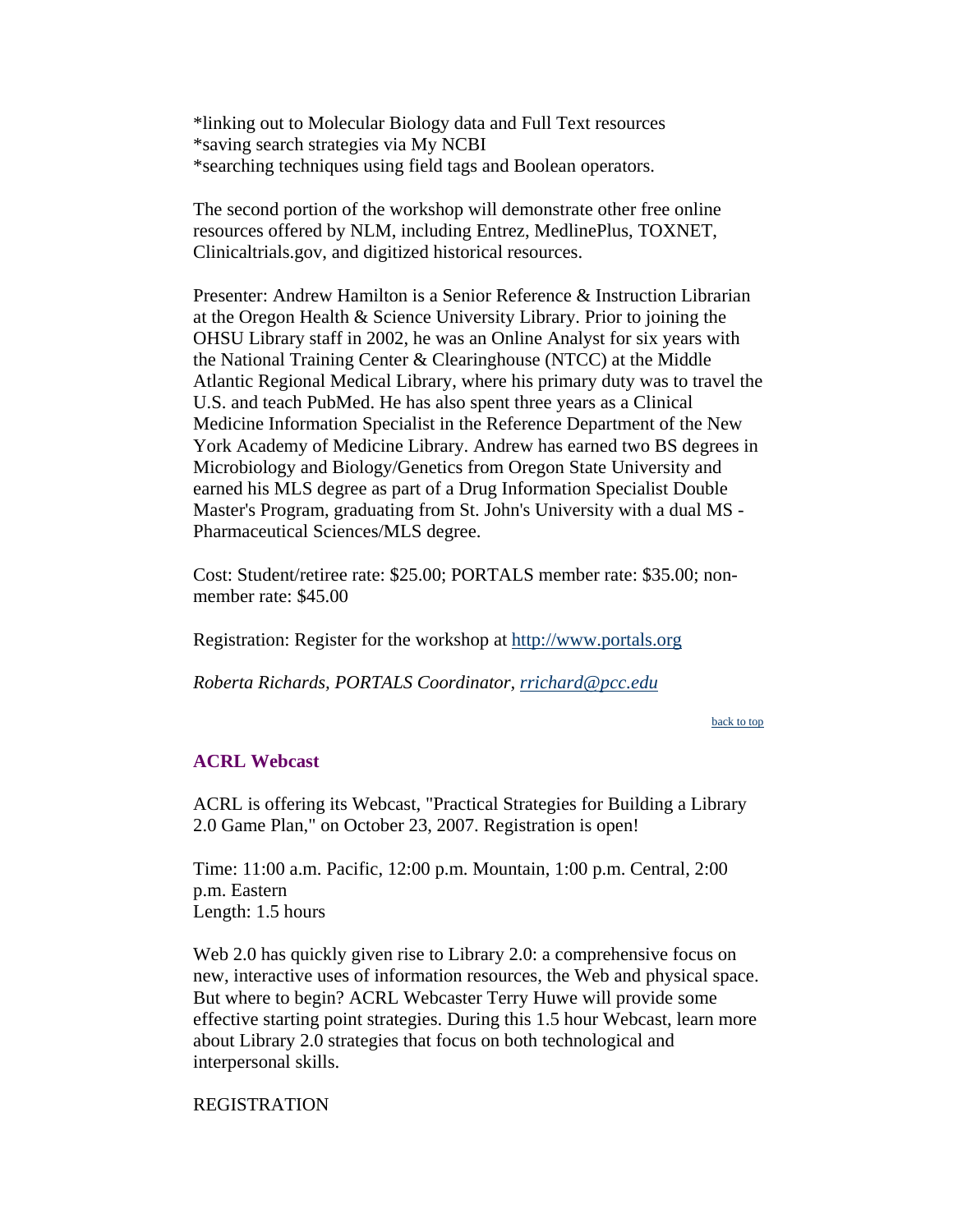*linking out to Molecular Biology data and Full Text resources
*saving search strategies via My NCBI
*searching techniques using field tags and Boolean operators.

The second portion of the workshop will demonstrate other free online resources offered by NLM, including Entrez, MedlinePlus, TOXNET, Clinicaltrials.gov, and digitized historical resources.

Presenter: Andrew Hamilton is a Senior Reference & Instruction Librarian at the Oregon Health & Science University Library. Prior to joining the OHSU Library staff in 2002, he was an Online Analyst for six years with the National Training Center & Clearinghouse (NTCC) at the Middle Atlantic Regional Medical Library, where his primary duty was to travel the U.S. and teach PubMed. He has also spent three years as a Clinical Medicine Information Specialist in the Reference Department of the New York Academy of Medicine Library. Andrew has earned two BS degrees in Microbiology and Biology/Genetics from Oregon State University and earned his MLS degree as part of a Drug Information Specialist Double Master's Program, graduating from St. John's University with a dual MS - Pharmaceutical Sciences/MLS degree.

Cost: Student/retiree rate: $25.00; PORTALS member rate: $35.00; non-member rate: $45.00

Registration: Register for the workshop at [http://www.portals.org](http://www.portals.org)

*Roberta Richards, PORTALS Coordinator, [rrichard@pcc.edu](mailto:rrichard@pcc.edu)*

back to top

### ACRL Webcast

ACRL is offering its Webcast, "Practical Strategies for Building a Library 2.0 Game Plan," on October 23, 2007. Registration is open!

Time: 11:00 a.m. Pacific, 12:00 p.m. Mountain, 1:00 p.m. Central, 2:00 p.m. Eastern
Length: 1.5 hours

Web 2.0 has quickly given rise to Library 2.0: a comprehensive focus on new, interactive uses of information resources, the Web and physical space. But where to begin? ACRL Webcaster Terry Huwe will provide some effective starting point strategies. During this 1.5 hour Webcast, learn more about Library 2.0 strategies that focus on both technological and interpersonal skills.

REGISTRATION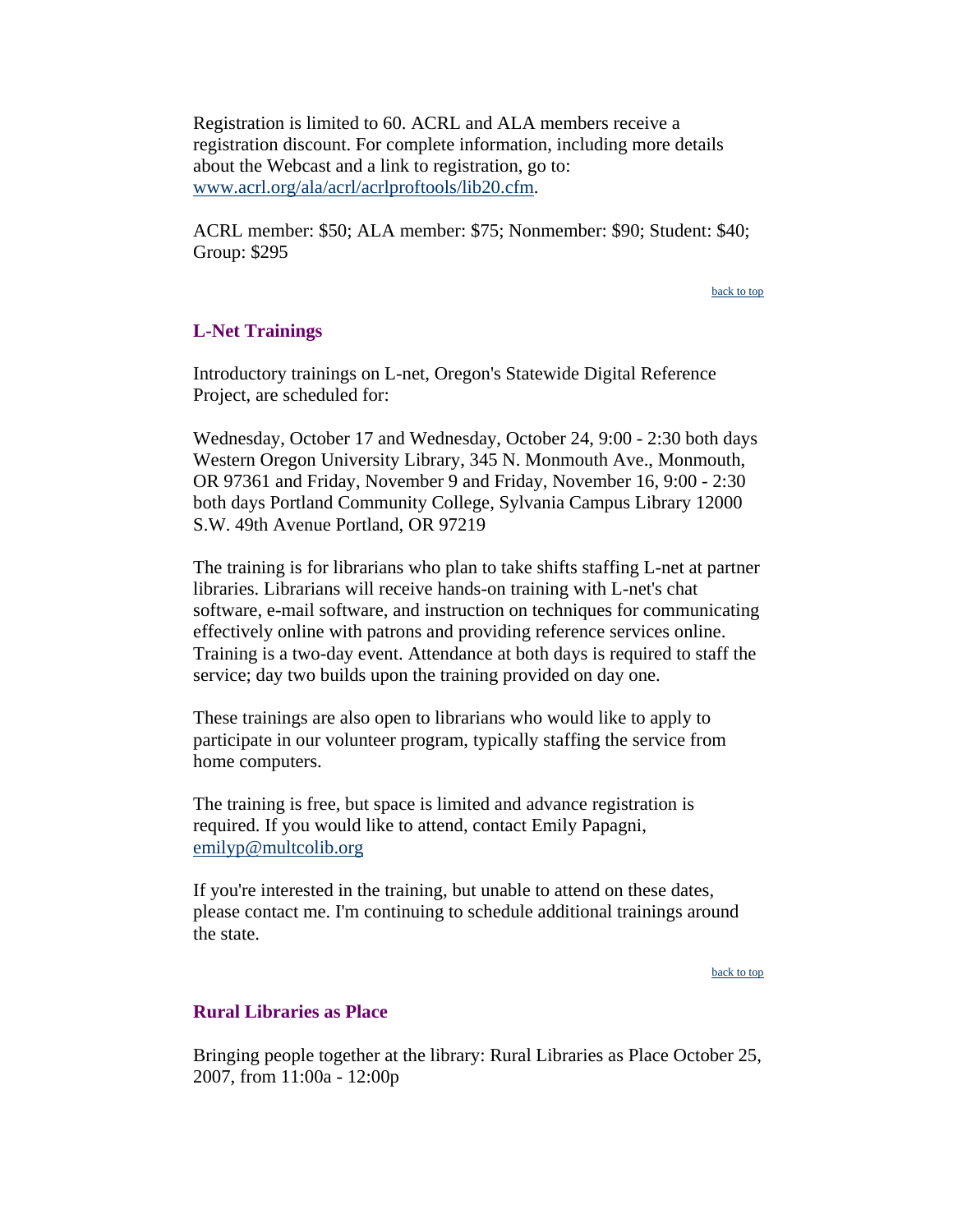Registration is limited to 60. ACRL and ALA members receive a registration discount. For complete information, including more details about the Webcast and a link to registration, go to: [www.acrl.org/ala/acrl/acrlproftools/lib20.cfm](www.acrl.org/ala/acrl/acrlproftools/lib20.cfm).

ACRL member: $50; ALA member: $75; Nonmember: $90; Student: $40; Group: $295

back to top

### L-Net Trainings

Introductory trainings on L-net, Oregon's Statewide Digital Reference Project, are scheduled for:

Wednesday, October 17 and Wednesday, October 24, 9:00 - 2:30 both days Western Oregon University Library, 345 N. Monmouth Ave., Monmouth, OR 97361 and Friday, November 9 and Friday, November 16, 9:00 - 2:30 both days Portland Community College, Sylvania Campus Library 12000 S.W. 49th Avenue Portland, OR 97219

The training is for librarians who plan to take shifts staffing L-net at partner libraries. Librarians will receive hands-on training with L-net's chat software, e-mail software, and instruction on techniques for communicating effectively online with patrons and providing reference services online. Training is a two-day event. Attendance at both days is required to staff the service; day two builds upon the training provided on day one.

These trainings are also open to librarians who would like to apply to participate in our volunteer program, typically staffing the service from home computers.

The training is free, but space is limited and advance registration is required. If you would like to attend, contact Emily Papagni, [emilyp@multcolib.org](mailto:emilyp@multcolib.org)

If you're interested in the training, but unable to attend on these dates, please contact me. I'm continuing to schedule additional trainings around the state.

back to top

### Rural Libraries as Place

Bringing people together at the library: Rural Libraries as Place October 25, 2007, from 11:00a - 12:00p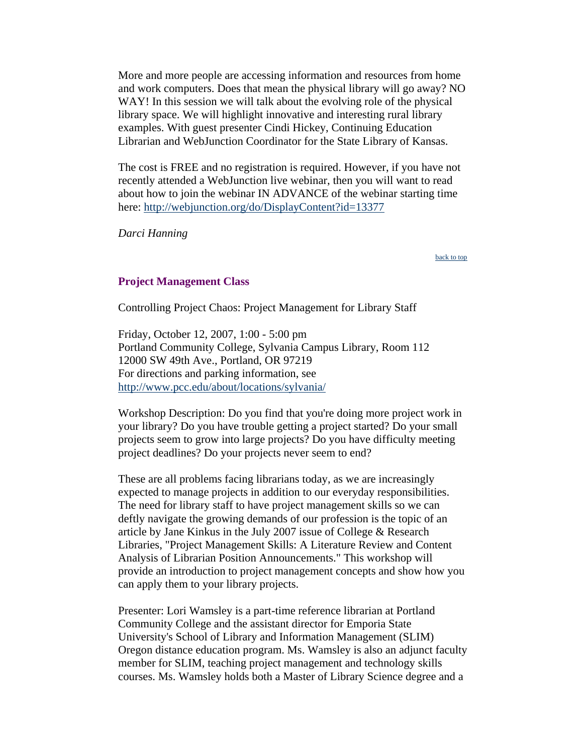More and more people are accessing information and resources from home and work computers. Does that mean the physical library will go away? NO WAY! In this session we will talk about the evolving role of the physical library space. We will highlight innovative and interesting rural library examples. With guest presenter Cindi Hickey, Continuing Education Librarian and WebJunction Coordinator for the State Library of Kansas.

The cost is FREE and no registration is required. However, if you have not recently attended a WebJunction live webinar, then you will want to read about how to join the webinar IN ADVANCE of the webinar starting time here: http://webjunction.org/do/DisplayContent?id=13377

*Darci Hanning*

back to top

### Project Management Class

Controlling Project Chaos: Project Management for Library Staff

Friday, October 12, 2007, 1:00 - 5:00 pm
Portland Community College, Sylvania Campus Library, Room 112
12000 SW 49th Ave., Portland, OR 97219
For directions and parking information, see
http://www.pcc.edu/about/locations/sylvania/

Workshop Description: Do you find that you're doing more project work in your library? Do you have trouble getting a project started? Do your small projects seem to grow into large projects? Do you have difficulty meeting project deadlines? Do your projects never seem to end?

These are all problems facing librarians today, as we are increasingly expected to manage projects in addition to our everyday responsibilities. The need for library staff to have project management skills so we can deftly navigate the growing demands of our profession is the topic of an article by Jane Kinkus in the July 2007 issue of College & Research Libraries, "Project Management Skills: A Literature Review and Content Analysis of Librarian Position Announcements." This workshop will provide an introduction to project management concepts and show how you can apply them to your library projects.

Presenter: Lori Wamsley is a part-time reference librarian at Portland Community College and the assistant director for Emporia State University's School of Library and Information Management (SLIM) Oregon distance education program. Ms. Wamsley is also an adjunct faculty member for SLIM, teaching project management and technology skills courses. Ms. Wamsley holds both a Master of Library Science degree and a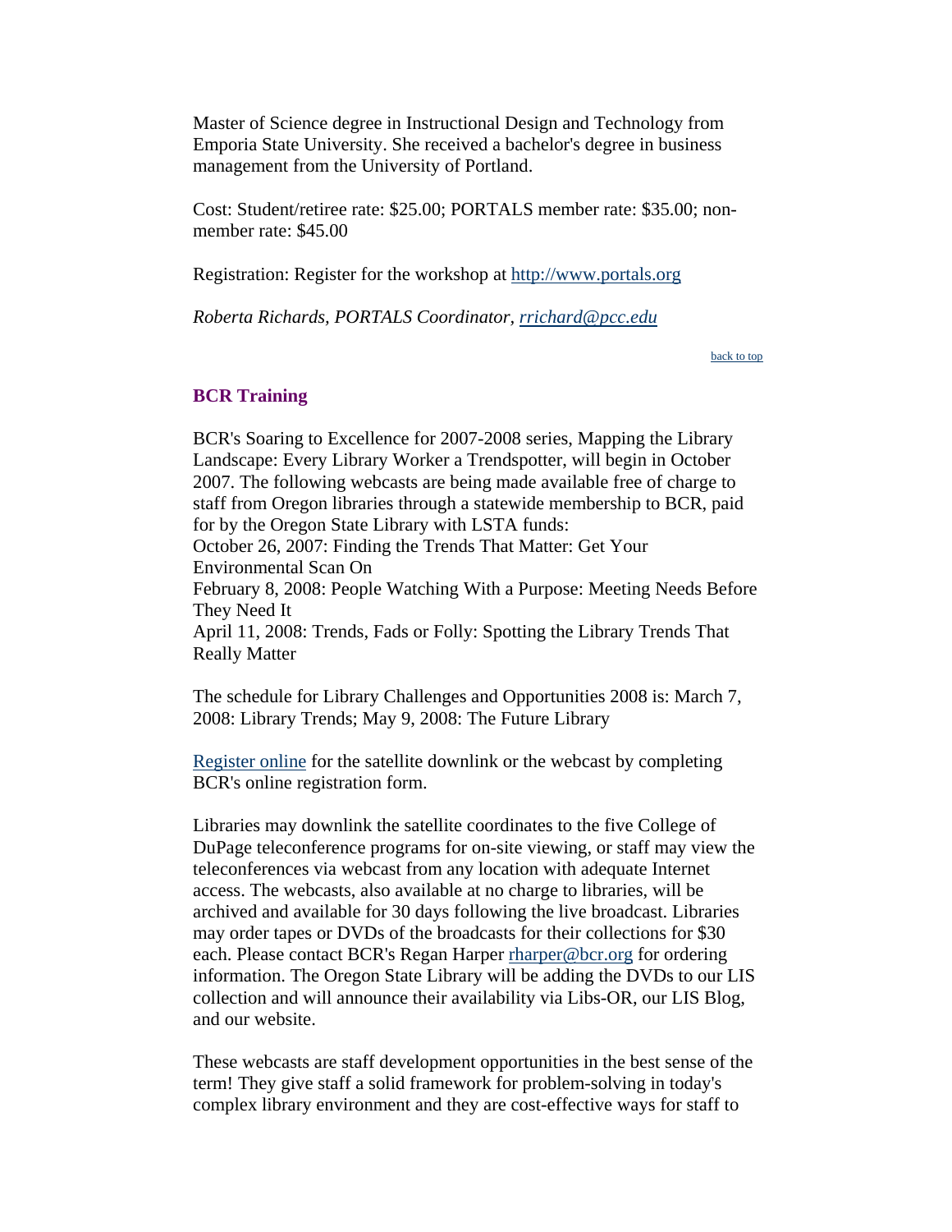Master of Science degree in Instructional Design and Technology from Emporia State University. She received a bachelor's degree in business management from the University of Portland.

Cost: Student/retiree rate: $25.00; PORTALS member rate: $35.00; non-member rate: $45.00

Registration: Register for the workshop at [http://www.portals.org](http://www.portals.org)

*Roberta Richards, PORTALS Coordinator, [rrichard@pcc.edu](mailto:rrichard@pcc.edu)*

back to top

## BCR Training

BCR's Soaring to Excellence for 2007-2008 series, Mapping the Library Landscape: Every Library Worker a Trendspotter, will begin in October 2007. The following webcasts are being made available free of charge to staff from Oregon libraries through a statewide membership to BCR, paid for by the Oregon State Library with LSTA funds:
October 26, 2007: Finding the Trends That Matter: Get Your Environmental Scan On
February 8, 2008: People Watching With a Purpose: Meeting Needs Before They Need It
April 11, 2008: Trends, Fads or Folly: Spotting the Library Trends That Really Matter

The schedule for Library Challenges and Opportunities 2008 is: March 7, 2008: Library Trends; May 9, 2008: The Future Library

Register online for the satellite downlink or the webcast by completing BCR's online registration form.

Libraries may downlink the satellite coordinates to the five College of DuPage teleconference programs for on-site viewing, or staff may view the teleconferences via webcast from any location with adequate Internet access. The webcasts, also available at no charge to libraries, will be archived and available for 30 days following the live broadcast. Libraries may order tapes or DVDs of the broadcasts for their collections for $30 each. Please contact BCR's Regan Harper [rharper@bcr.org](mailto:rharper@bcr.org) for ordering information. The Oregon State Library will be adding the DVDs to our LIS collection and will announce their availability via Libs-OR, our LIS Blog, and our website.

These webcasts are staff development opportunities in the best sense of the term! They give staff a solid framework for problem-solving in today's complex library environment and they are cost-effective ways for staff to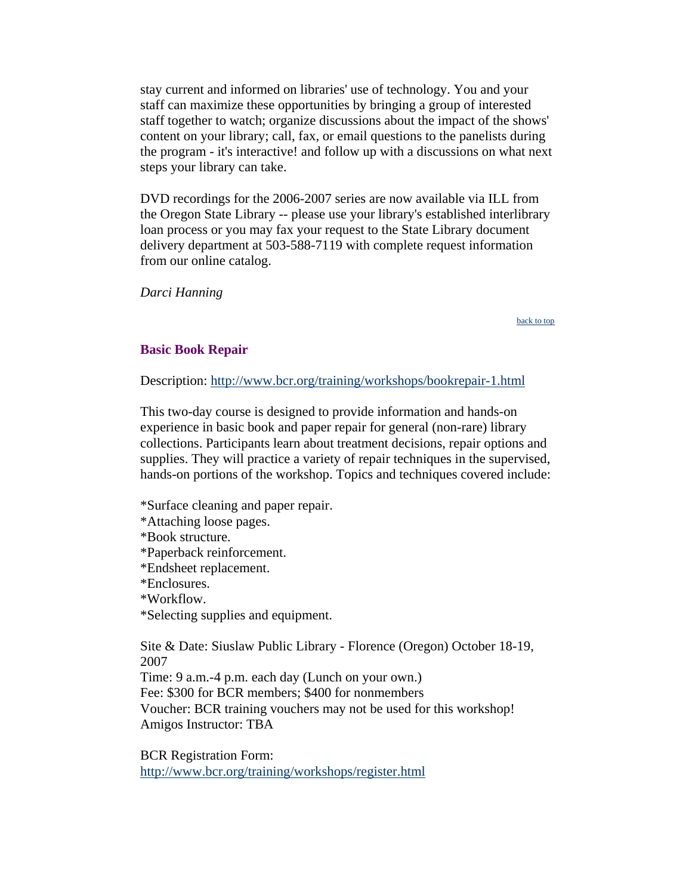stay current and informed on libraries' use of technology. You and your staff can maximize these opportunities by bringing a group of interested staff together to watch; organize discussions about the impact of the shows' content on your library; call, fax, or email questions to the panelists during the program - it's interactive! and follow up with a discussions on what next steps your library can take.

DVD recordings for the 2006-2007 series are now available via ILL from the Oregon State Library -- please use your library's established interlibrary loan process or you may fax your request to the State Library document delivery department at 503-588-7119 with complete request information from our online catalog.

*Darci Hanning*

back to top

### Basic Book Repair

Description: http://www.bcr.org/training/workshops/bookrepair-1.html

This two-day course is designed to provide information and hands-on experience in basic book and paper repair for general (non-rare) library collections. Participants learn about treatment decisions, repair options and supplies. They will practice a variety of repair techniques in the supervised, hands-on portions of the workshop. Topics and techniques covered include:

*Surface cleaning and paper repair.
*Attaching loose pages.
*Book structure.
*Paperback reinforcement.
*Endsheet replacement.
*Enclosures.
*Workflow.
*Selecting supplies and equipment.

Site & Date: Siuslaw Public Library - Florence (Oregon) October 18-19, 2007
Time: 9 a.m.-4 p.m. each day (Lunch on your own.)
Fee: $300 for BCR members; $400 for nonmembers
Voucher: BCR training vouchers may not be used for this workshop!
Amigos Instructor: TBA

BCR Registration Form:
http://www.bcr.org/training/workshops/register.html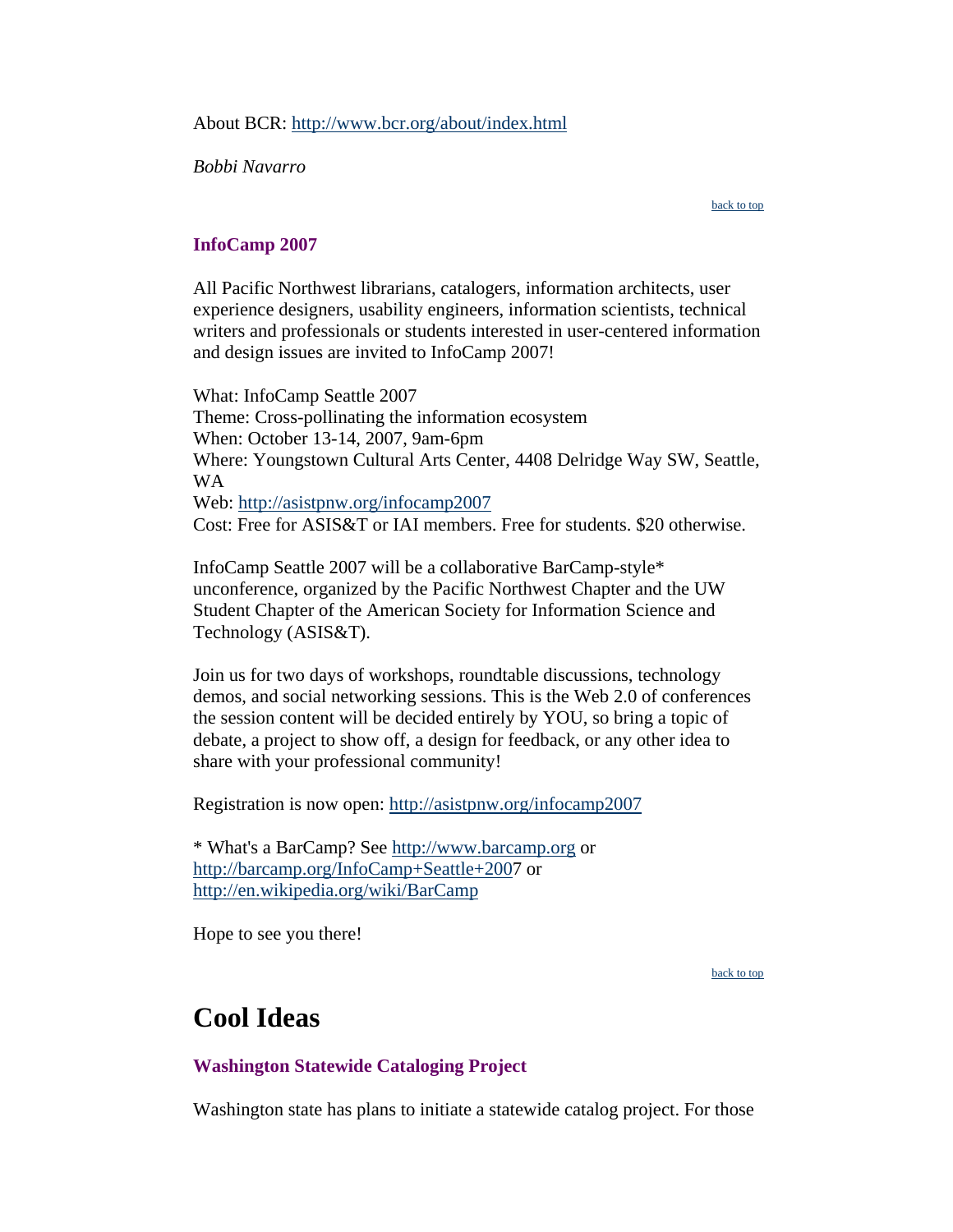About BCR: http://www.bcr.org/about/index.html

*Bobbi Navarro*

back to top

### InfoCamp 2007

All Pacific Northwest librarians, catalogers, information architects, user experience designers, usability engineers, information scientists, technical writers and professionals or students interested in user-centered information and design issues are invited to InfoCamp 2007!

What: InfoCamp Seattle 2007
Theme: Cross-pollinating the information ecosystem
When: October 13-14, 2007, 9am-6pm
Where: Youngstown Cultural Arts Center, 4408 Delridge Way SW, Seattle, WA
Web: http://asistpnw.org/infocamp2007
Cost: Free for ASIS&T or IAI members. Free for students. $20 otherwise.

InfoCamp Seattle 2007 will be a collaborative BarCamp-style* unconference, organized by the Pacific Northwest Chapter and the UW Student Chapter of the American Society for Information Science and Technology (ASIS&T).

Join us for two days of workshops, roundtable discussions, technology demos, and social networking sessions. This is the Web 2.0 of conferences the session content will be decided entirely by YOU, so bring a topic of debate, a project to show off, a design for feedback, or any other idea to share with your professional community!

Registration is now open: http://asistpnw.org/infocamp2007

* What's a BarCamp? See http://www.barcamp.org or http://barcamp.org/InfoCamp+Seattle+2007 or http://en.wikipedia.org/wiki/BarCamp

Hope to see you there!

back to top

# Cool Ideas

### Washington Statewide Cataloging Project

Washington state has plans to initiate a statewide catalog project. For those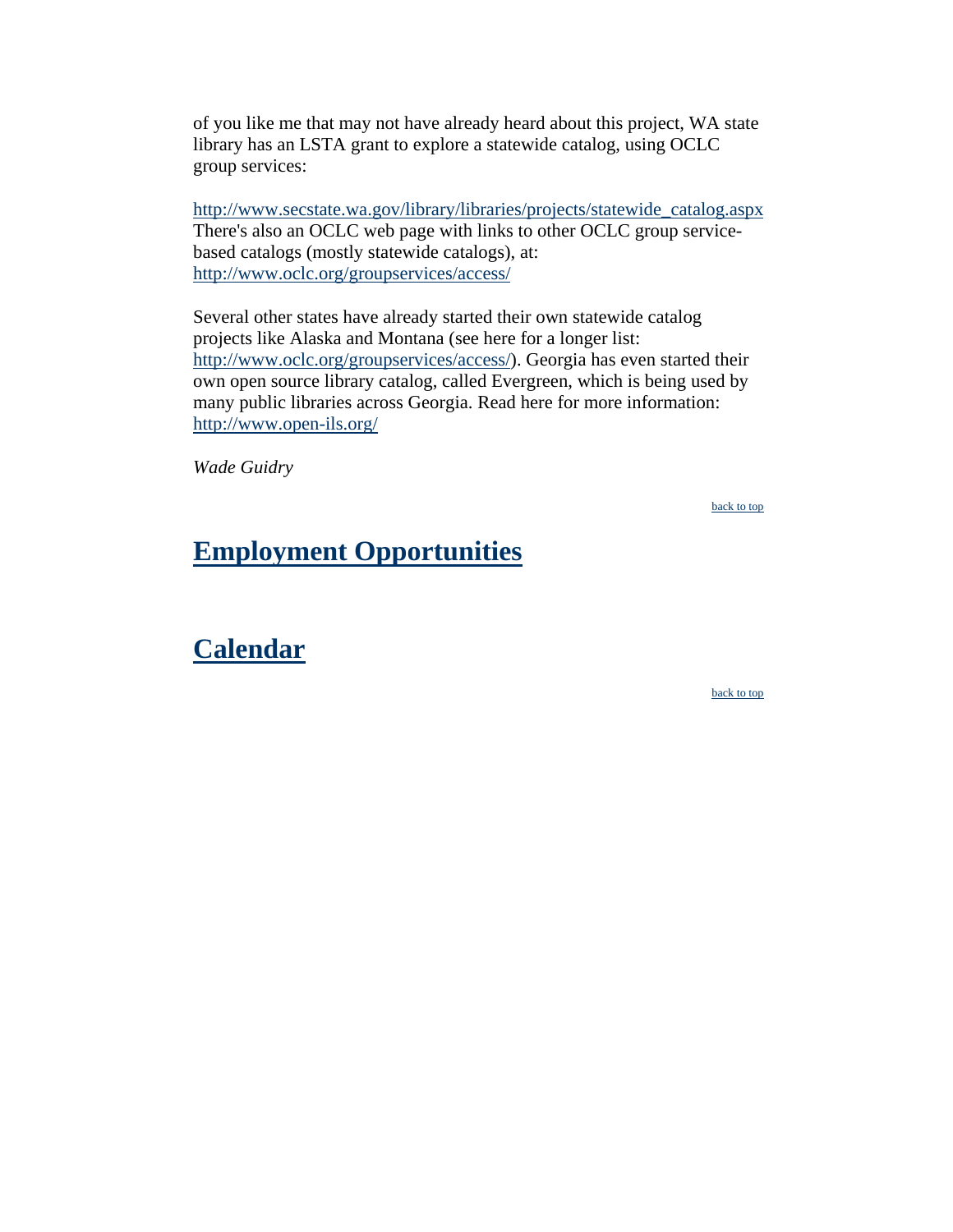of you like me that may not have already heard about this project, WA state library has an LSTA grant to explore a statewide catalog, using OCLC group services:

http://www.secstate.wa.gov/library/libraries/projects/statewide_catalog.aspx
There's also an OCLC web page with links to other OCLC group service-based catalogs (mostly statewide catalogs), at:
http://www.oclc.org/groupservices/access/

Several other states have already started their own statewide catalog projects like Alaska and Montana (see here for a longer list: http://www.oclc.org/groupservices/access/). Georgia has even started their own open source library catalog, called Evergreen, which is being used by many public libraries across Georgia. Read here for more information: http://www.open-ils.org/

*Wade Guidry*

back to top

## Employment Opportunities

## Calendar

back to top